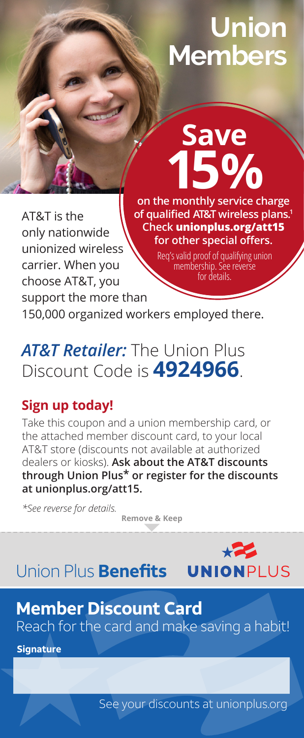# Union Members

## Save 15%

**on the monthly service charge of qualified AT&T wireless plans.[1] Check unionplus.org/att15 for other special offers.**

Req's valid proof of qualifying union membership. See reverse for details.

AT&T is the only nationwide unionized wireless carrier. When you choose AT&T, you support the more than 150,000 organized workers employed there.

## ***AT&T Retailer:*** The Union Plus Discount Code is **4924966**.

### Sign up today!

Take this coupon and a union membership card, or the attached member discount card, to your local AT&T store (discounts not available at authorized dealers or kiosks). **Ask about the AT&T discounts through Union Plus* or register for the discounts at unionplus.org/att15.**

*\*See reverse for details.*

**Remove & Keep**

Union Plus **Benefits** UNIONPLUS

## Member Discount Card

Reach for the card and make saving a habit!

**Signature**

See your discounts at unionplus.org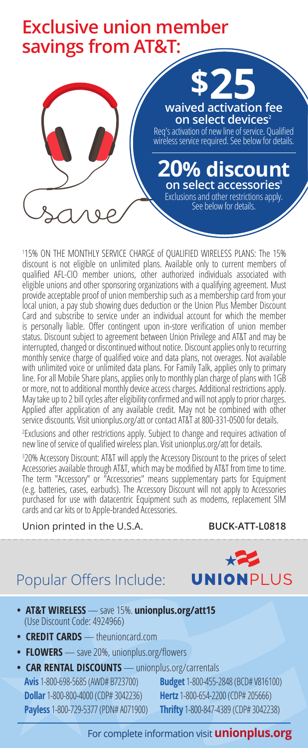# Exclusive union member savings from AT&T:

save

## $25
**waived activation fee on select devices**[2]

Req's activation of new line of service. Qualified wireless service required. See below for details.

## 20% discount
**on select accessories**[3]

Exclusions and other restrictions apply. See below for details.

[1]15% ON THE MONTHLY SERVICE CHARGE of QUALIFIED WIRELESS PLANS: The 15% discount is not eligible on unlimited plans. Available only to current members of qualified AFL-CIO member unions, other authorized individuals associated with eligible unions and other sponsoring organizations with a qualifying agreement. Must provide acceptable proof of union membership such as a membership card from your local union, a pay stub showing dues deduction or the Union Plus Member Discount Card and subscribe to service under an individual account for which the member is personally liable. Offer contingent upon in-store verification of union member status. Discount subject to agreement between Union Privilege and AT&T and may be interrupted, changed or discontinued without notice. Discount applies only to recurring monthly service charge of qualified voice and data plans, not overages. Not available with unlimited voice or unlimited data plans. For Family Talk, applies only to primary line. For all Mobile Share plans, applies only to monthly plan charge of plans with 1GB or more, not to additional monthly device access charges. Additional restrictions apply. May take up to 2 bill cycles after eligibility confirmed and will not apply to prior charges. Applied after application of any available credit. May not be combined with other service discounts. Visit unionplus.org/att or contact AT&T at 800-331-0500 for details.

[2]Exclusions and other restrictions apply. Subject to change and requires activation of new line of service of qualified wireless plan. Visit unionplus.org/att for details.

[3]20% Accessory Discount: AT&T will apply the Accessory Discount to the prices of select Accessories available through AT&T, which may be modified by AT&T from time to time. The term "Accessory" or "Accessories" means supplementary parts for Equipment (e.g. batteries, cases, earbuds). The Accessory Discount will not apply to Accessories purchased for use with datacentric Equipment such as modems, replacement SIM cards and car kits or to Apple-branded Accessories.

Union printed in the U.S.A. **BUCK-ATT-L0818**

## Popular Offers Include:

**UNIONPLUS**

- **AT&T WIRELESS** — save 15%. **unionplus.org/att15** (Use Discount Code: 4924966)
- **CREDIT CARDS** — theunioncard.com
- **FLOWERS** — save 20%, unionplus.org/flowers
- **CAR RENTAL DISCOUNTS** — unionplus.org/carrentals

**Avis** 1-800-698-5685 (AWD# B723700)
**Budget** 1-800-455-2848 (BCD# V816100)
**Dollar** 1-800-800-4000 (CDP# 3042236)
**Hertz** 1-800-654-2200 (CDP# 205666)
**Payless** 1-800-729-5377 (PDN# A071900)
**Thrifty** 1-800-847-4389 (CDP# 3042238)

For complete information visit **unionplus.org**